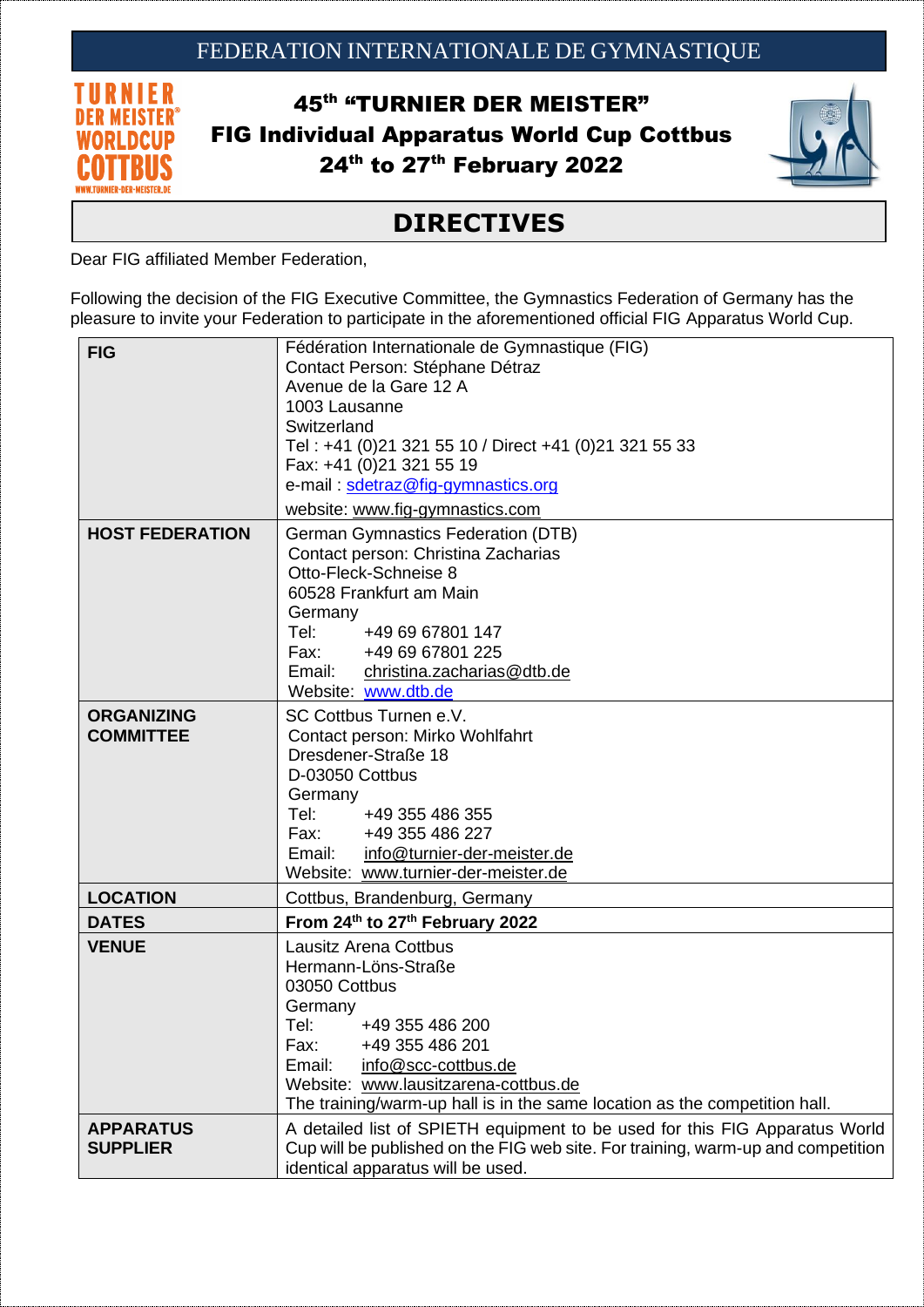# FEDERATION INTERNATIONALE DE GYMNASTIQUE

## 45th "TURNIER DER MEISTER"
## FIG Individual Apparatus World Cup Cottbus
## 24th to 27th February 2022

# DIRECTIVES

Dear FIG affiliated Member Federation,

Following the decision of the FIG Executive Committee, the Gymnastics Federation of Germany has the pleasure to invite your Federation to participate in the aforementioned official FIG Apparatus World Cup.

| | |
|---|---|
| **FIG** | Fédération Internationale de Gymnastique (FIG)<br>Contact Person: Stéphane Détraz<br>Avenue de la Gare 12 A<br>1003 Lausanne<br>Switzerland<br>Tel : +41 (0)21 321 55 10 / Direct +41 (0)21 321 55 33<br>Fax: +41 (0)21 321 55 19<br>e-mail : sdetraz@fig-gymnastics.org<br>website: www.fig-gymnastics.com |
| **HOST FEDERATION** | German Gymnastics Federation (DTB)<br>Contact person: Christina Zacharias<br>Otto-Fleck-Schneise 8<br>60528 Frankfurt am Main<br>Germany<br>Tel: +49 69 67801 147<br>Fax: +49 69 67801 225<br>Email: christina.zacharias@dtb.de<br>Website: www.dtb.de |
| **ORGANIZING COMMITTEE** | SC Cottbus Turnen e.V.<br>Contact person: Mirko Wohlfahrt<br>Dresdener-Straße 18<br>D-03050 Cottbus<br>Germany<br>Tel: +49 355 486 355<br>Fax: +49 355 486 227<br>Email: info@turnier-der-meister.de<br>Website: www.turnier-der-meister.de |
| **LOCATION** | Cottbus, Brandenburg, Germany |
| **DATES** | **From 24th to 27th February 2022** |
| **VENUE** | Lausitz Arena Cottbus<br>Hermann-Löns-Straße<br>03050 Cottbus<br>Germany<br>Tel: +49 355 486 200<br>Fax: +49 355 486 201<br>Email: info@scc-cottbus.de<br>Website: www.lausitzarena-cottbus.de<br>The training/warm-up hall is in the same location as the competition hall. |
| **APPARATUS SUPPLIER** | A detailed list of SPIETH equipment to be used for this FIG Apparatus World Cup will be published on the FIG web site. For training, warm-up and competition identical apparatus will be used. |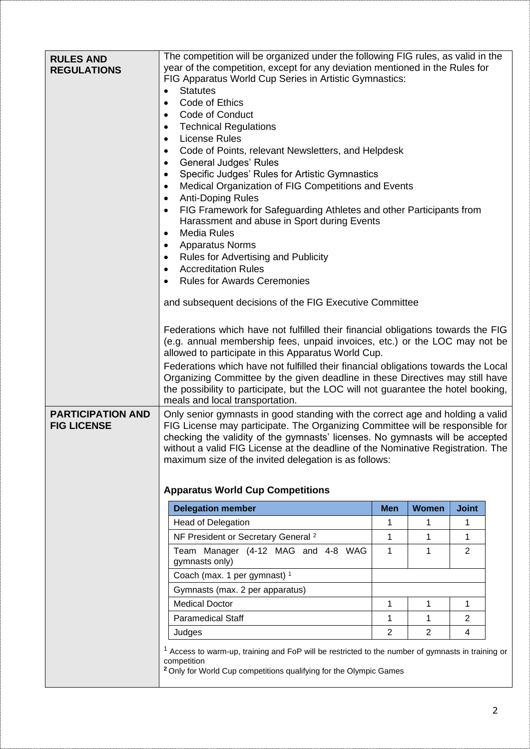**RULES AND REGULATIONS**

The competition will be organized under the following FIG rules, as valid in the year of the competition, except for any deviation mentioned in the Rules for FIG Apparatus World Cup Series in Artistic Gymnastics:

- Statutes
- Code of Ethics
- Code of Conduct
- Technical Regulations
- License Rules
- Code of Points, relevant Newsletters, and Helpdesk
- General Judges' Rules
- Specific Judges' Rules for Artistic Gymnastics
- Medical Organization of FIG Competitions and Events
- Anti-Doping Rules
- FIG Framework for Safeguarding Athletes and other Participants from Harassment and abuse in Sport during Events
- Media Rules
- Apparatus Norms
- Rules for Advertising and Publicity
- Accreditation Rules
- Rules for Awards Ceremonies

and subsequent decisions of the FIG Executive Committee

Federations which have not fulfilled their financial obligations towards the FIG (e.g. annual membership fees, unpaid invoices, etc.) or the LOC may not be allowed to participate in this Apparatus World Cup.

Federations which have not fulfilled their financial obligations towards the Local Organizing Committee by the given deadline in these Directives may still have the possibility to participate, but the LOC will not guarantee the hotel booking, meals and local transportation.

**PARTICIPATION AND FIG LICENSE**

Only senior gymnasts in good standing with the correct age and holding a valid FIG License may participate. The Organizing Committee will be responsible for checking the validity of the gymnasts' licenses. No gymnasts will be accepted without a valid FIG License at the deadline of the Nominative Registration. The maximum size of the invited delegation is as follows:

**Apparatus World Cup Competitions**

| Delegation member | Men | Women | Joint |
|---|---|---|---|
| Head of Delegation | 1 | 1 | 1 |
| NF President or Secretary General [2] | 1 | 1 | 1 |
| Team Manager (4-12 MAG and 4-8 WAG gymnasts only) | 1 | 1 | 2 |
| Coach (max. 1 per gymnast) [1] | | | |
| Gymnasts (max. 2 per apparatus) | | | |
| Medical Doctor | 1 | 1 | 1 |
| Paramedical Staff | 1 | 1 | 2 |
| Judges | 2 | 2 | 4 |

[1] Access to warm-up, training and FoP will be restricted to the number of gymnasts in training or competition

[2] Only for World Cup competitions qualifying for the Olympic Games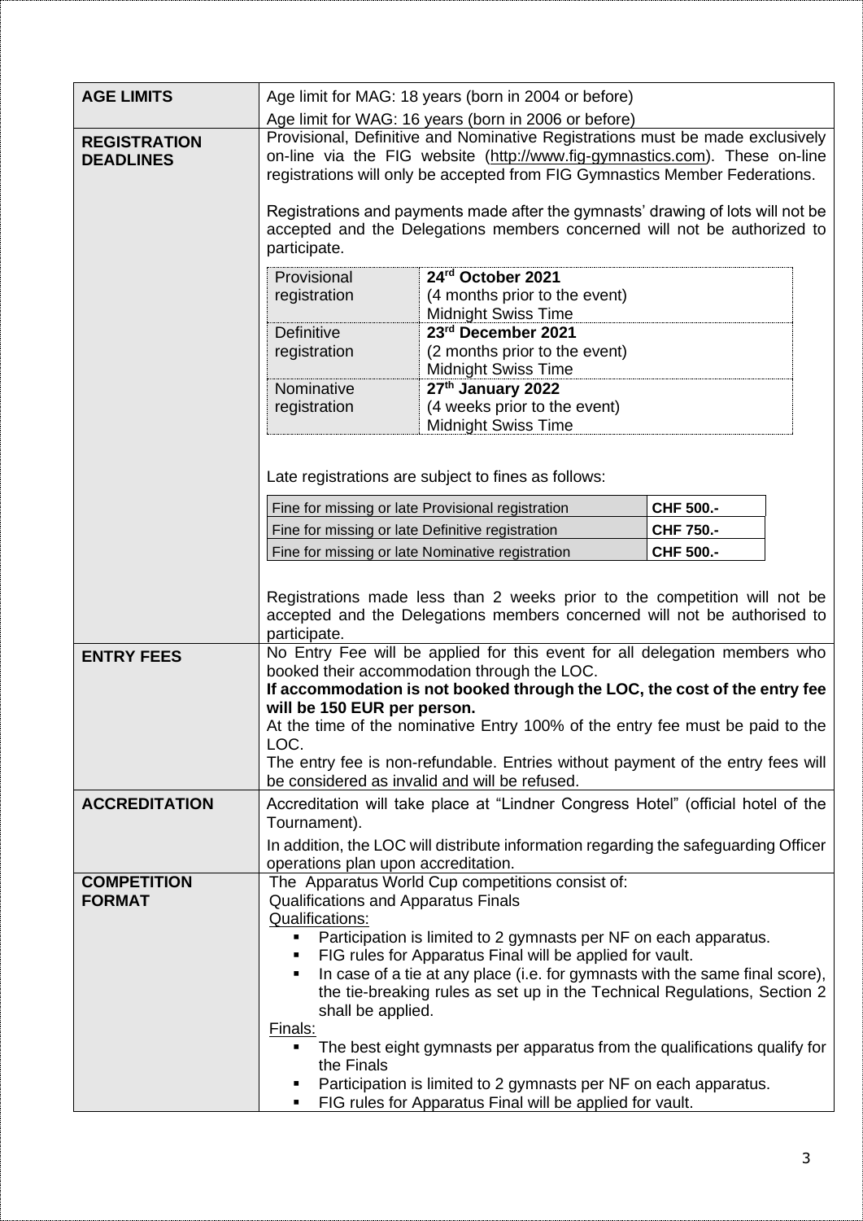| | |
|---|---|
| **AGE LIMITS** | Age limit for MAG: 18 years (born in 2004 or before)<br>Age limit for WAG: 16 years (born in 2006 or before) |
| **REGISTRATION DEADLINES** | Provisional, Definitive and Nominative Registrations must be made exclusively on-line via the FIG website (http://www.fig-gymnastics.com). These on-line registrations will only be accepted from FIG Gymnastics Member Federations.<br><br>Registrations and payments made after the gymnasts' drawing of lots will not be accepted and the Delegations members concerned will not be authorized to participate.<br><br>Provisional registration: **24th October 2021** (4 months prior to the event) Midnight Swiss Time<br>Definitive registration: **23rd December 2021** (2 months prior to the event) Midnight Swiss Time<br>Nominative registration: **27th January 2022** (4 weeks prior to the event) Midnight Swiss Time<br><br>Late registrations are subject to fines as follows:<br><br>Fine for missing or late Provisional registration: **CHF 500.-**<br>Fine for missing or late Definitive registration: **CHF 750.-**<br>Fine for missing or late Nominative registration: **CHF 500.-**<br><br>Registrations made less than 2 weeks prior to the competition will not be accepted and the Delegations members concerned will not be authorised to participate. |
| **ENTRY FEES** | No Entry Fee will be applied for this event for all delegation members who booked their accommodation through the LOC.<br>**If accommodation is not booked through the LOC, the cost of the entry fee will be 150 EUR per person.**<br>At the time of the nominative Entry 100% of the entry fee must be paid to the LOC.<br>The entry fee is non-refundable. Entries without payment of the entry fees will be considered as invalid and will be refused. |
| **ACCREDITATION** | Accreditation will take place at "Lindner Congress Hotel" (official hotel of the Tournament).<br>In addition, the LOC will distribute information regarding the safeguarding Officer operations plan upon accreditation. |
| **COMPETITION FORMAT** | The Apparatus World Cup competitions consist of:<br>Qualifications and Apparatus Finals<br>Qualifications:<br>▪ Participation is limited to 2 gymnasts per NF on each apparatus.<br>▪ FIG rules for Apparatus Final will be applied for vault.<br>▪ In case of a tie at any place (i.e. for gymnasts with the same final score), the tie-breaking rules as set up in the Technical Regulations, Section 2 shall be applied.<br>Finals:<br>▪ The best eight gymnasts per apparatus from the qualifications qualify for the Finals<br>▪ Participation is limited to 2 gymnasts per NF on each apparatus.<br>▪ FIG rules for Apparatus Final will be applied for vault. |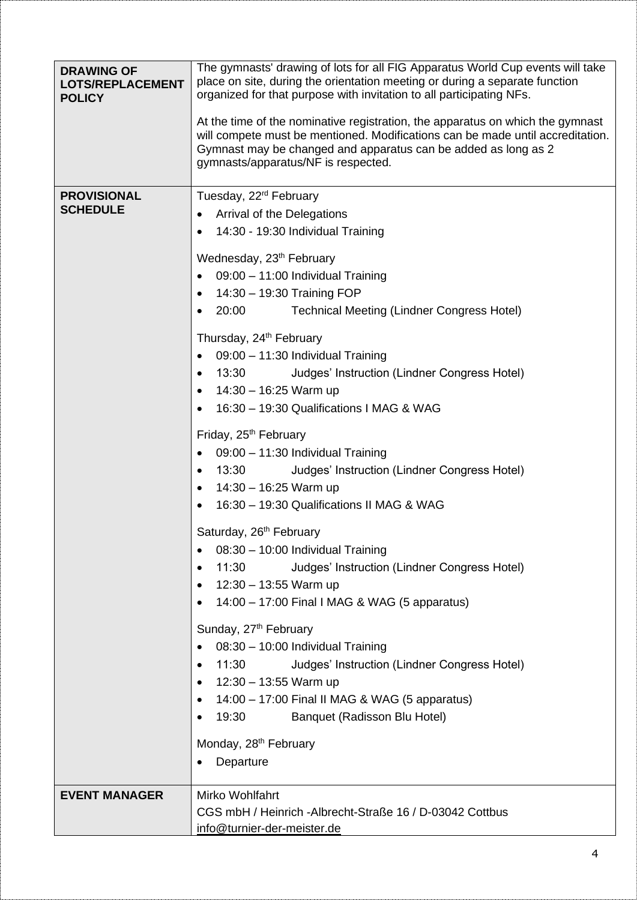| | |
|---|---|
| **DRAWING OF LOTS/REPLACEMENT POLICY** | The gymnasts' drawing of lots for all FIG Apparatus World Cup events will take place on site, during the orientation meeting or during a separate function organized for that purpose with invitation to all participating NFs.<br><br>At the time of the nominative registration, the apparatus on which the gymnast will compete must be mentioned. Modifications can be made until accreditation. Gymnast may be changed and apparatus can be added as long as 2 gymnasts/apparatus/NF is respected. |
| **PROVISIONAL SCHEDULE** | Tuesday, 22rd February<br>• Arrival of the Delegations<br>• 14:30 - 19:30 Individual Training<br><br>Wednesday, 23th February<br>• 09:00 – 11:00 Individual Training<br>• 14:30 – 19:30 Training FOP<br>• 20:00 Technical Meeting (Lindner Congress Hotel)<br><br>Thursday, 24th February<br>• 09:00 – 11:30 Individual Training<br>• 13:30 Judges' Instruction (Lindner Congress Hotel)<br>• 14:30 – 16:25 Warm up<br>• 16:30 – 19:30 Qualifications I MAG & WAG<br><br>Friday, 25th February<br>• 09:00 – 11:30 Individual Training<br>• 13:30 Judges' Instruction (Lindner Congress Hotel)<br>• 14:30 – 16:25 Warm up<br>• 16:30 – 19:30 Qualifications II MAG & WAG<br><br>Saturday, 26th February<br>• 08:30 – 10:00 Individual Training<br>• 11:30 Judges' Instruction (Lindner Congress Hotel)<br>• 12:30 – 13:55 Warm up<br>• 14:00 – 17:00 Final I MAG & WAG (5 apparatus)<br><br>Sunday, 27th February<br>• 08:30 – 10:00 Individual Training<br>• 11:30 Judges' Instruction (Lindner Congress Hotel)<br>• 12:30 – 13:55 Warm up<br>• 14:00 – 17:00 Final II MAG & WAG (5 apparatus)<br>• 19:30 Banquet (Radisson Blu Hotel)<br><br>Monday, 28th February<br>• Departure |
| **EVENT MANAGER** | Mirko Wohlfahrt<br>CGS mbH / Heinrich -Albrecht-Straße 16 / D-03042 Cottbus<br>info@turnier-der-meister.de |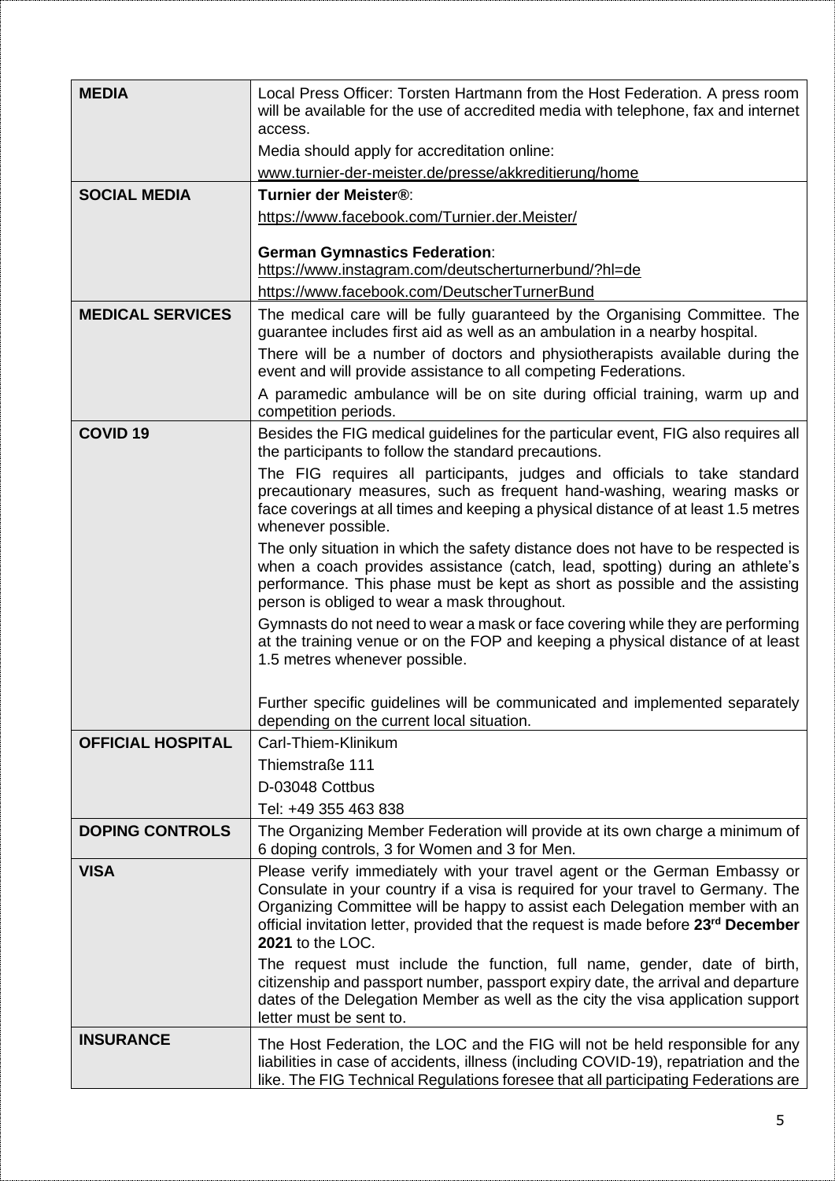| | |
|---|---|
| **MEDIA** | Local Press Officer: Torsten Hartmann from the Host Federation. A press room will be available for the use of accredited media with telephone, fax and internet access.<br>Media should apply for accreditation online:<br>www.turnier-der-meister.de/presse/akkreditierung/home |
| **SOCIAL MEDIA** | **Turnier der Meister®**:<br>https://www.facebook.com/Turnier.der.Meister/<br><br>**German Gymnastics Federation**:<br>https://www.instagram.com/deutscherturnerbund/?hl=de<br>https://www.facebook.com/DeutscherTurnerBund |
| **MEDICAL SERVICES** | The medical care will be fully guaranteed by the Organising Committee. The guarantee includes first aid as well as an ambulation in a nearby hospital.<br>There will be a number of doctors and physiotherapists available during the event and will provide assistance to all competing Federations.<br>A paramedic ambulance will be on site during official training, warm up and competition periods. |
| **COVID 19** | Besides the FIG medical guidelines for the particular event, FIG also requires all the participants to follow the standard precautions.<br>The FIG requires all participants, judges and officials to take standard precautionary measures, such as frequent hand-washing, wearing masks or face coverings at all times and keeping a physical distance of at least 1.5 metres whenever possible.<br>The only situation in which the safety distance does not have to be respected is when a coach provides assistance (catch, lead, spotting) during an athlete's performance. This phase must be kept as short as possible and the assisting person is obliged to wear a mask throughout.<br>Gymnasts do not need to wear a mask or face covering while they are performing at the training venue or on the FOP and keeping a physical distance of at least 1.5 metres whenever possible.<br><br>Further specific guidelines will be communicated and implemented separately depending on the current local situation. |
| **OFFICIAL HOSPITAL** | Carl-Thiem-Klinikum<br>Thiemstraße 111<br>D-03048 Cottbus<br>Tel: +49 355 463 838 |
| **DOPING CONTROLS** | The Organizing Member Federation will provide at its own charge a minimum of 6 doping controls, 3 for Women and 3 for Men. |
| **VISA** | Please verify immediately with your travel agent or the German Embassy or Consulate in your country if a visa is required for your travel to Germany. The Organizing Committee will be happy to assist each Delegation member with an official invitation letter, provided that the request is made before **23rd December 2021** to the LOC.<br>The request must include the function, full name, gender, date of birth, citizenship and passport number, passport expiry date, the arrival and departure dates of the Delegation Member as well as the city the visa application support letter must be sent to. |
| **INSURANCE** | The Host Federation, the LOC and the FIG will not be held responsible for any liabilities in case of accidents, illness (including COVID-19), repatriation and the like. The FIG Technical Regulations foresee that all participating Federations are |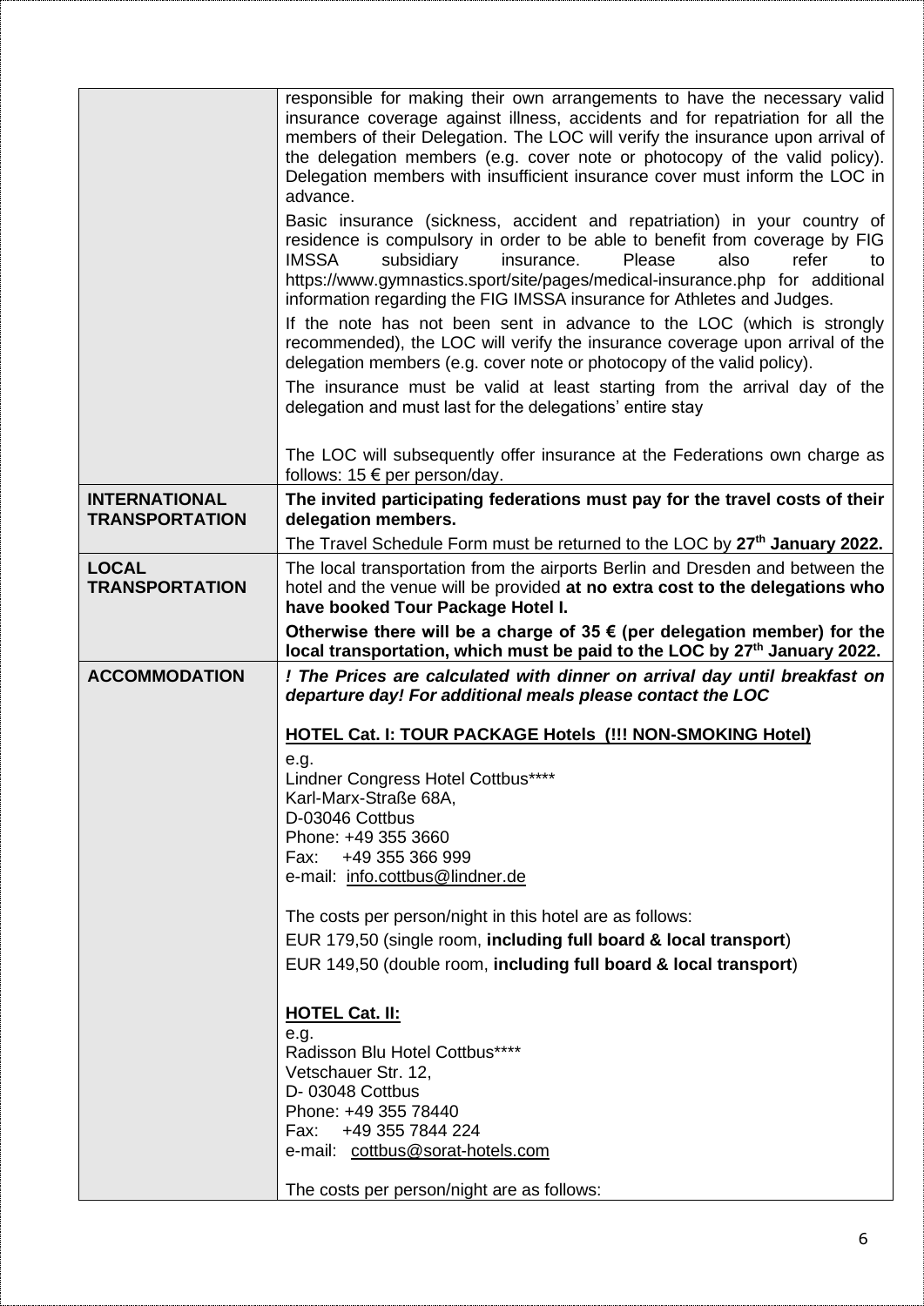| | |
|---|---|
| | responsible for making their own arrangements to have the necessary valid insurance coverage against illness, accidents and for repatriation for all the members of their Delegation. The LOC will verify the insurance upon arrival of the delegation members (e.g. cover note or photocopy of the valid policy). Delegation members with insufficient insurance cover must inform the LOC in advance.<br><br>Basic insurance (sickness, accident and repatriation) in your country of residence is compulsory in order to be able to benefit from coverage by FIG IMSSA subsidiary insurance. Please also refer to https://www.gymnastics.sport/site/pages/medical-insurance.php for additional information regarding the FIG IMSSA insurance for Athletes and Judges.<br><br>If the note has not been sent in advance to the LOC (which is strongly recommended), the LOC will verify the insurance coverage upon arrival of the delegation members (e.g. cover note or photocopy of the valid policy).<br><br>The insurance must be valid at least starting from the arrival day of the delegation and must last for the delegations' entire stay<br><br>The LOC will subsequently offer insurance at the Federations own charge as follows: 15 € per person/day. |
| **INTERNATIONAL TRANSPORTATION** | **The invited participating federations must pay for the travel costs of their delegation members.**<br><br>The Travel Schedule Form must be returned to the LOC by **27th January 2022.** |
| **LOCAL TRANSPORTATION** | The local transportation from the airports Berlin and Dresden and between the hotel and the venue will be provided **at no extra cost to the delegations who have booked Tour Package Hotel I.**<br><br>**Otherwise there will be a charge of 35 € (per delegation member) for the local transportation, which must be paid to the LOC by 27th January 2022.** |
| **ACCOMMODATION** | ***! The Prices are calculated with dinner on arrival day until breakfast on departure day! For additional meals please contact the LOC***<br><br>**<u>HOTEL Cat. I: TOUR PACKAGE Hotels (!!! NON-SMOKING Hotel)</u>**<br><br>e.g.<br>Lindner Congress Hotel Cottbus****<br>Karl-Marx-Straße 68A,<br>D-03046 Cottbus<br>Phone: +49 355 3660<br>Fax: +49 355 366 999<br>e-mail: info.cottbus@lindner.de<br><br>The costs per person/night in this hotel are as follows:<br><br>EUR 179,50 (single room, **including full board & local transport**)<br><br>EUR 149,50 (double room, **including full board & local transport**)<br><br>**<u>HOTEL Cat. II:</u>**<br><br>e.g.<br>Radisson Blu Hotel Cottbus****<br>Vetschauer Str. 12,<br>D- 03048 Cottbus<br>Phone: +49 355 78440<br>Fax: +49 355 7844 224<br>e-mail: cottbus@sorat-hotels.com<br><br>The costs per person/night are as follows: |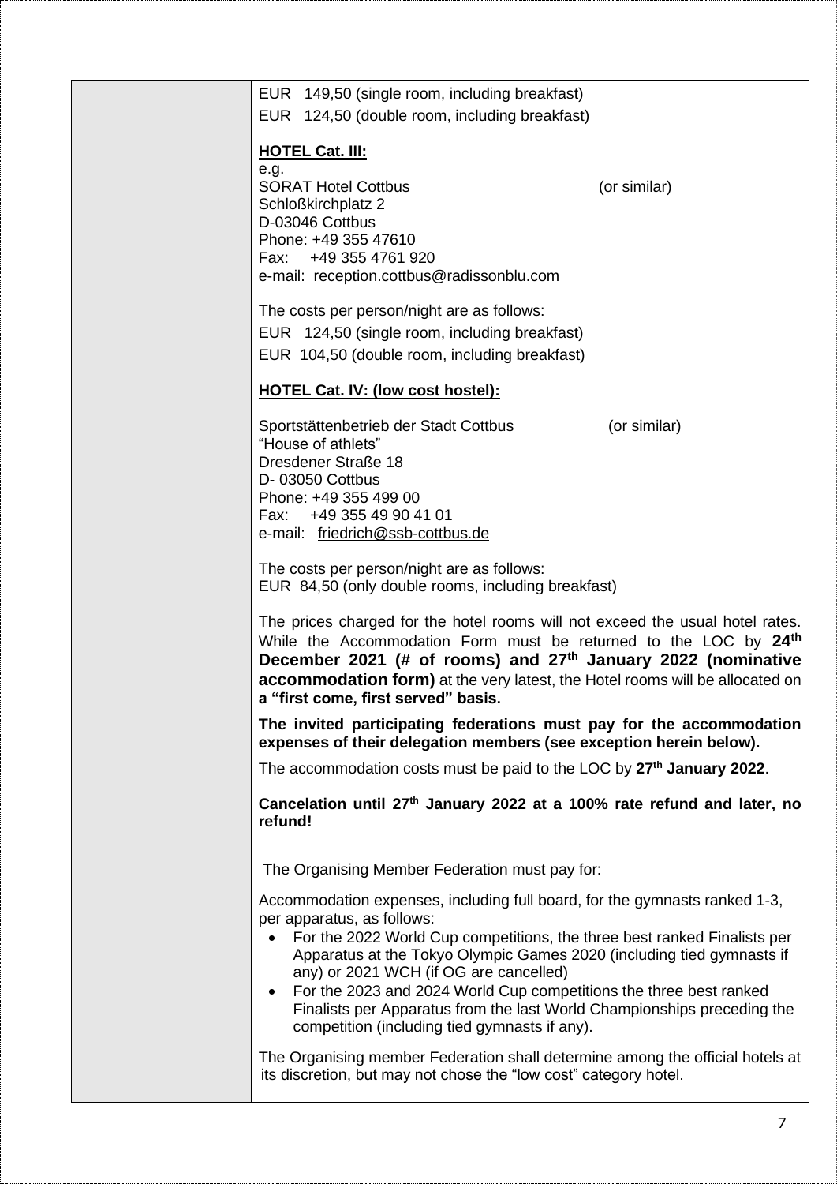EUR 149,50 (single room, including breakfast)
EUR 124,50 (double room, including breakfast)

**HOTEL Cat. III:**

e.g.
SORAT Hotel Cottbus (or similar)
Schloßkirchplatz 2
D-03046 Cottbus
Phone: +49 355 47610
Fax: +49 355 4761 920
e-mail: reception.cottbus@radissonblu.com

The costs per person/night are as follows:

EUR 124,50 (single room, including breakfast)
EUR 104,50 (double room, including breakfast)

**HOTEL Cat. IV: (low cost hostel):**

Sportstättenbetrieb der Stadt Cottbus (or similar)
"House of athlets"
Dresdener Straße 18
D- 03050 Cottbus
Phone: +49 355 499 00
Fax: +49 355 49 90 41 01
e-mail: friedrich@ssb-cottbus.de

The costs per person/night are as follows:
EUR 84,50 (only double rooms, including breakfast)

The prices charged for the hotel rooms will not exceed the usual hotel rates. While the Accommodation Form must be returned to the LOC by **24th December 2021 (# of rooms) and 27th January 2022 (nominative accommodation form)** at the very latest, the Hotel rooms will be allocated on **a "first come, first served" basis.**

**The invited participating federations must pay for the accommodation expenses of their delegation members (see exception herein below).**

The accommodation costs must be paid to the LOC by **27th January 2022**.

**Cancelation until 27th January 2022 at a 100% rate refund and later, no refund!**

The Organising Member Federation must pay for:

Accommodation expenses, including full board, for the gymnasts ranked 1-3, per apparatus, as follows:

- For the 2022 World Cup competitions, the three best ranked Finalists per Apparatus at the Tokyo Olympic Games 2020 (including tied gymnasts if any) or 2021 WCH (if OG are cancelled)
- For the 2023 and 2024 World Cup competitions the three best ranked Finalists per Apparatus from the last World Championships preceding the competition (including tied gymnasts if any).

The Organising member Federation shall determine among the official hotels at its discretion, but may not chose the "low cost" category hotel.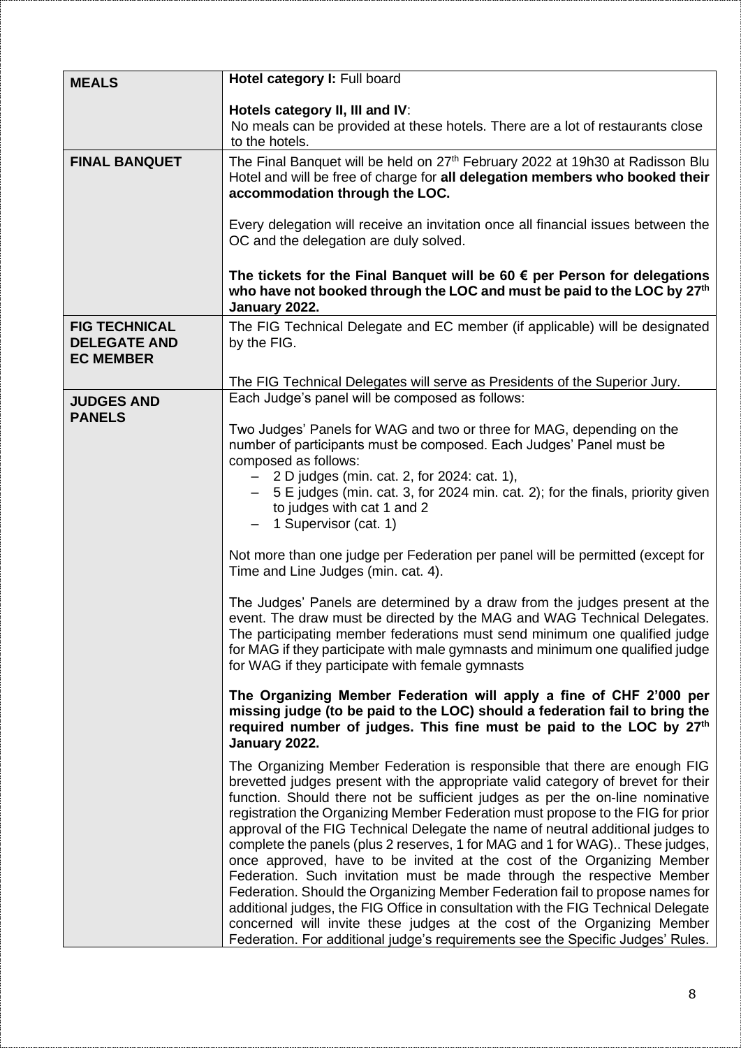| | |
|---|---|
| **MEALS** | **Hotel category I:** Full board<br><br>**Hotels category II, III and IV**:<br>No meals can be provided at these hotels. There are a lot of restaurants close to the hotels. |
| **FINAL BANQUET** | The Final Banquet will be held on 27th February 2022 at 19h30 at Radisson Blu Hotel and will be free of charge for **all delegation members who booked their accommodation through the LOC.**<br><br>Every delegation will receive an invitation once all financial issues between the OC and the delegation are duly solved.<br><br>**The tickets for the Final Banquet will be 60 € per Person for delegations who have not booked through the LOC and must be paid to the LOC by 27th January 2022.** |
| **FIG TECHNICAL DELEGATE AND EC MEMBER** | The FIG Technical Delegate and EC member (if applicable) will be designated by the FIG.<br><br>The FIG Technical Delegates will serve as Presidents of the Superior Jury. |
| **JUDGES AND PANELS** | Each Judge's panel will be composed as follows:<br><br>Two Judges' Panels for WAG and two or three for MAG, depending on the number of participants must be composed. Each Judges' Panel must be composed as follows:<br>– 2 D judges (min. cat. 2, for 2024: cat. 1),<br>– 5 E judges (min. cat. 3, for 2024 min. cat. 2); for the finals, priority given to judges with cat 1 and 2<br>– 1 Supervisor (cat. 1)<br><br>Not more than one judge per Federation per panel will be permitted (except for Time and Line Judges (min. cat. 4).<br><br>The Judges' Panels are determined by a draw from the judges present at the event. The draw must be directed by the MAG and WAG Technical Delegates. The participating member federations must send minimum one qualified judge for MAG if they participate with male gymnasts and minimum one qualified judge for WAG if they participate with female gymnasts<br><br>**The Organizing Member Federation will apply a fine of CHF 2'000 per missing judge (to be paid to the LOC) should a federation fail to bring the required number of judges. This fine must be paid to the LOC by 27th January 2022.**<br><br>The Organizing Member Federation is responsible that there are enough FIG brevetted judges present with the appropriate valid category of brevet for their function. Should there not be sufficient judges as per the on-line nominative registration the Organizing Member Federation must propose to the FIG for prior approval of the FIG Technical Delegate the name of neutral additional judges to complete the panels (plus 2 reserves, 1 for MAG and 1 for WAG).. These judges, once approved, have to be invited at the cost of the Organizing Member Federation. Such invitation must be made through the respective Member Federation. Should the Organizing Member Federation fail to propose names for additional judges, the FIG Office in consultation with the FIG Technical Delegate concerned will invite these judges at the cost of the Organizing Member Federation. For additional judge's requirements see the Specific Judges' Rules. |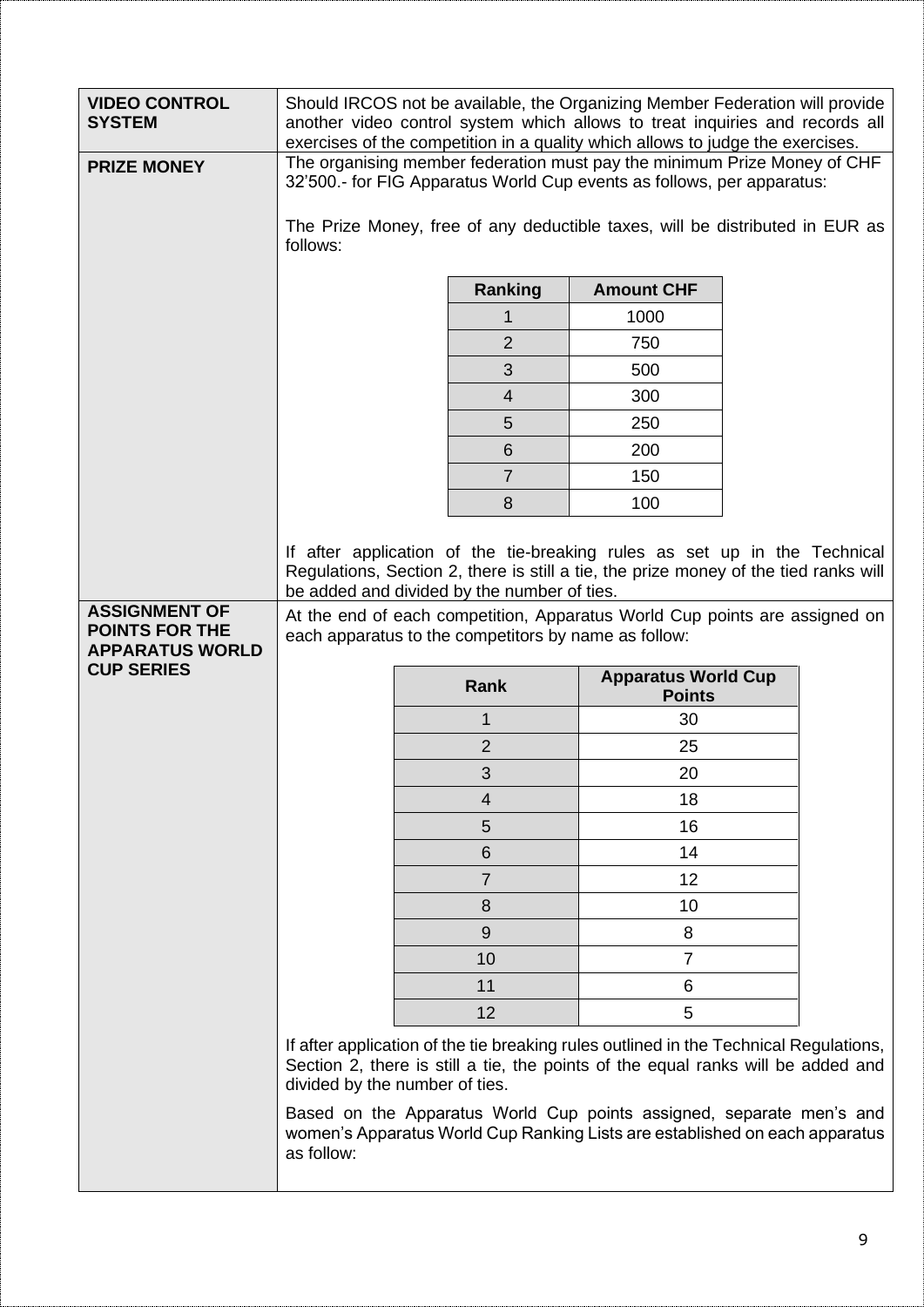| | |
|---|---|
| **VIDEO CONTROL SYSTEM** | Should IRCOS not be available, the Organizing Member Federation will provide another video control system which allows to treat inquiries and records all exercises of the competition in a quality which allows to judge the exercises. |
| **PRIZE MONEY** | The organising member federation must pay the minimum Prize Money of CHF 32'500.- for FIG Apparatus World Cup events as follows, per apparatus:<br><br>The Prize Money, free of any deductible taxes, will be distributed in EUR as follows:<br><br>Ranking / Amount CHF: 1 – 1000; 2 – 750; 3 – 500; 4 – 300; 5 – 250; 6 – 200; 7 – 150; 8 – 100<br><br>If after application of the tie-breaking rules as set up in the Technical Regulations, Section 2, there is still a tie, the prize money of the tied ranks will be added and divided by the number of ties. |
| **ASSIGNMENT OF POINTS FOR THE APPARATUS WORLD CUP SERIES** | At the end of each competition, Apparatus World Cup points are assigned on each apparatus to the competitors by name as follow:<br><br>Rank / Apparatus World Cup Points: 1 – 30; 2 – 25; 3 – 20; 4 – 18; 5 – 16; 6 – 14; 7 – 12; 8 – 10; 9 – 8; 10 – 7; 11 – 6; 12 – 5<br><br>If after application of the tie breaking rules outlined in the Technical Regulations, Section 2, there is still a tie, the points of the equal ranks will be added and divided by the number of ties.<br><br>Based on the Apparatus World Cup points assigned, separate men's and women's Apparatus World Cup Ranking Lists are established on each apparatus as follow: |

**Prize Money table:**

| Ranking | Amount CHF |
|---|---|
| 1 | 1000 |
| 2 | 750 |
| 3 | 500 |
| 4 | 300 |
| 5 | 250 |
| 6 | 200 |
| 7 | 150 |
| 8 | 100 |

**Apparatus World Cup Points table:**

| Rank | Apparatus World Cup Points |
|---|---|
| 1 | 30 |
| 2 | 25 |
| 3 | 20 |
| 4 | 18 |
| 5 | 16 |
| 6 | 14 |
| 7 | 12 |
| 8 | 10 |
| 9 | 8 |
| 10 | 7 |
| 11 | 6 |
| 12 | 5 |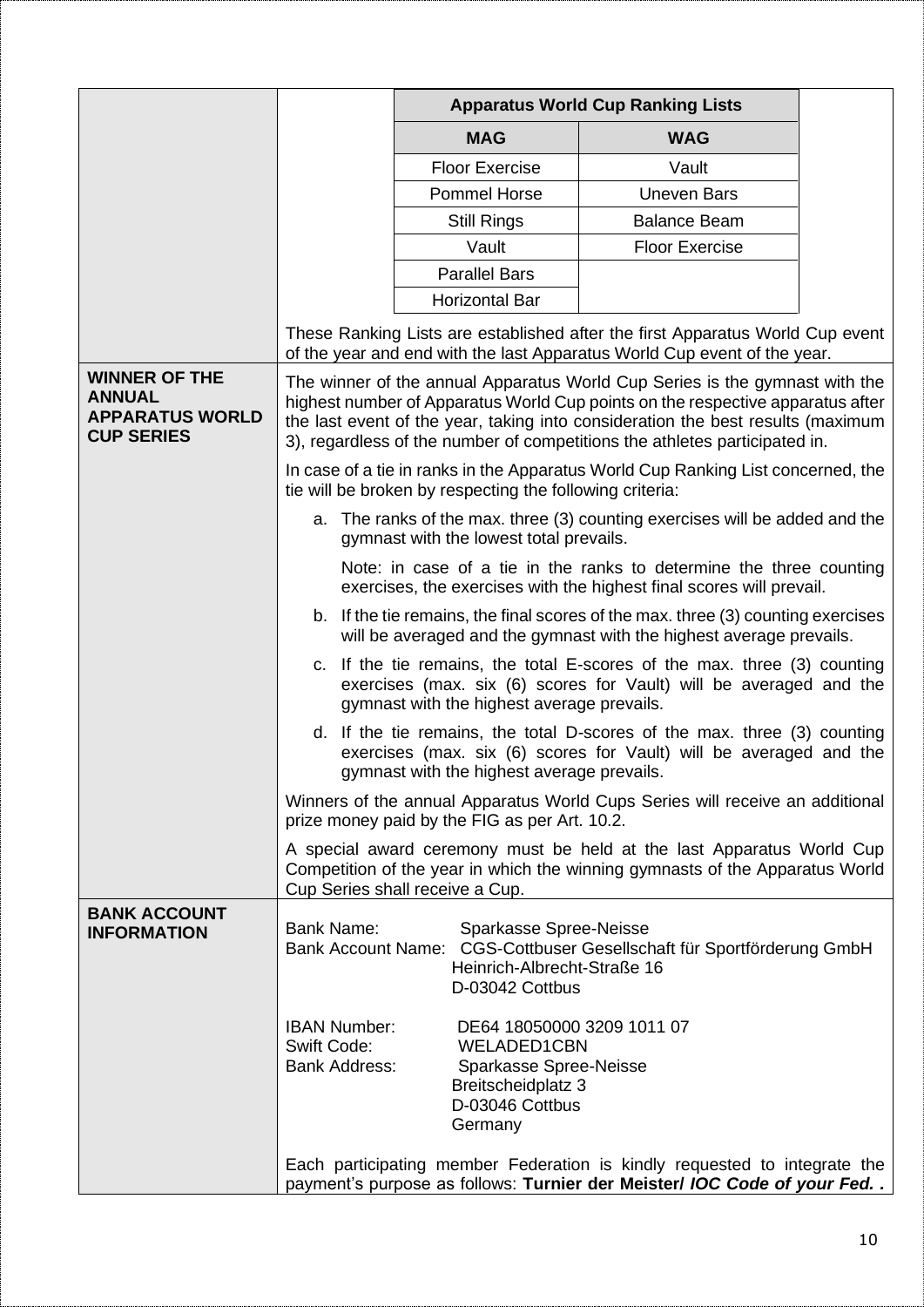| | |
|---|---|
| | **Apparatus World Cup Ranking Lists**<br><br>MAG: Floor Exercise, Pommel Horse, Still Rings, Vault, Parallel Bars, Horizontal Bar<br><br>WAG: Vault, Uneven Bars, Balance Beam, Floor Exercise<br><br>These Ranking Lists are established after the first Apparatus World Cup event of the year and end with the last Apparatus World Cup event of the year. |
| **WINNER OF THE ANNUAL APPARATUS WORLD CUP SERIES** | The winner of the annual Apparatus World Cup Series is the gymnast with the highest number of Apparatus World Cup points on the respective apparatus after the last event of the year, taking into consideration the best results (maximum 3), regardless of the number of competitions the athletes participated in.<br><br>In case of a tie in ranks in the Apparatus World Cup Ranking List concerned, the tie will be broken by respecting the following criteria:<br><br>a. The ranks of the max. three (3) counting exercises will be added and the gymnast with the lowest total prevails.<br>Note: in case of a tie in the ranks to determine the three counting exercises, the exercises with the highest final scores will prevail.<br><br>b. If the tie remains, the final scores of the max. three (3) counting exercises will be averaged and the gymnast with the highest average prevails.<br><br>c. If the tie remains, the total E-scores of the max. three (3) counting exercises (max. six (6) scores for Vault) will be averaged and the gymnast with the highest average prevails.<br><br>d. If the tie remains, the total D-scores of the max. three (3) counting exercises (max. six (6) scores for Vault) will be averaged and the gymnast with the highest average prevails.<br><br>Winners of the annual Apparatus World Cups Series will receive an additional prize money paid by the FIG as per Art. 10.2.<br><br>A special award ceremony must be held at the last Apparatus World Cup Competition of the year in which the winning gymnasts of the Apparatus World Cup Series shall receive a Cup. |
| **BANK ACCOUNT INFORMATION** | Bank Name: Sparkasse Spree-Neisse<br>Bank Account Name: CGS-Cottbuser Gesellschaft für Sportförderung GmbH, Heinrich-Albrecht-Straße 16, D-03042 Cottbus<br><br>IBAN Number: DE64 18050000 3209 1011 07<br>Swift Code: WELADED1CBN<br>Bank Address: Sparkasse Spree-Neisse, Breitscheidplatz 3, D-03046 Cottbus, Germany<br><br>Each participating member Federation is kindly requested to integrate the payment's purpose as follows: **Turnier der Meister/ *IOC Code of your Fed.*** |

**Apparatus World Cup Ranking Lists**

| MAG | WAG |
|---|---|
| Floor Exercise | Vault |
| Pommel Horse | Uneven Bars |
| Still Rings | Balance Beam |
| Vault | Floor Exercise |
| Parallel Bars | |
| Horizontal Bar | |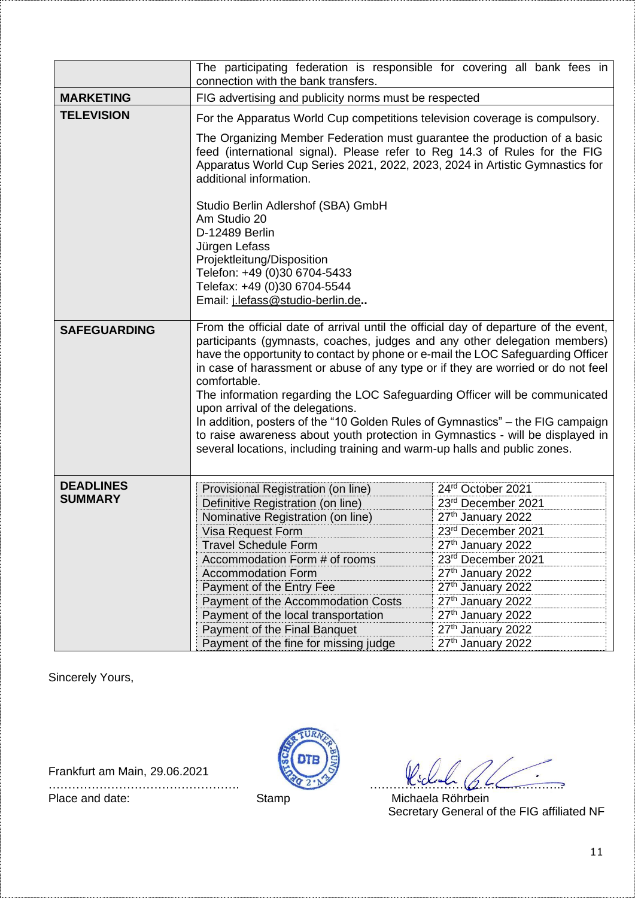| | |
|---|---|
| | The participating federation is responsible for covering all bank fees in connection with the bank transfers. |
| **MARKETING** | FIG advertising and publicity norms must be respected |
| **TELEVISION** | For the Apparatus World Cup competitions television coverage is compulsory.<br><br>The Organizing Member Federation must guarantee the production of a basic feed (international signal). Please refer to Reg 14.3 of Rules for the FIG Apparatus World Cup Series 2021, 2022, 2023, 2024 in Artistic Gymnastics for additional information.<br><br>Studio Berlin Adlershof (SBA) GmbH<br>Am Studio 20<br>D-12489 Berlin<br>Jürgen Lefass<br>Projektleitung/Disposition<br>Telefon: +49 (0)30 6704-5433<br>Telefax: +49 (0)30 6704-5544<br>Email: j.lefass@studio-berlin.de.. |
| **SAFEGUARDING** | From the official date of arrival until the official day of departure of the event, participants (gymnasts, coaches, judges and any other delegation members) have the opportunity to contact by phone or e-mail the LOC Safeguarding Officer in case of harassment or abuse of any type or if they are worried or do not feel comfortable.<br>The information regarding the LOC Safeguarding Officer will be communicated upon arrival of the delegations.<br>In addition, posters of the "10 Golden Rules of Gymnastics" – the FIG campaign to raise awareness about youth protection in Gymnastics - will be displayed in several locations, including training and warm-up halls and public zones. |
| **DEADLINES SUMMARY** | |

| | |
|---|---|
| Provisional Registration (on line) | 24rd October 2021 |
| Definitive Registration (on line) | 23rd December 2021 |
| Nominative Registration (on line) | 27th January 2022 |
| Visa Request Form | 23rd December 2021 |
| Travel Schedule Form | 27th January 2022 |
| Accommodation Form # of rooms | 23rd December 2021 |
| Accommodation Form | 27th January 2022 |
| Payment of the Entry Fee | 27th January 2022 |
| Payment of the Accommodation Costs | 27th January 2022 |
| Payment of the local transportation | 27th January 2022 |
| Payment of the Final Banquet | 27th January 2022 |
| Payment of the fine for missing judge | 27th January 2022 |

Sincerely Yours,

Frankfurt am Main, 29.06.2021
…………………………………………
Place and date:

Stamp

…………………………………………
Michaela Röhrbein
Secretary General of the FIG affiliated NF